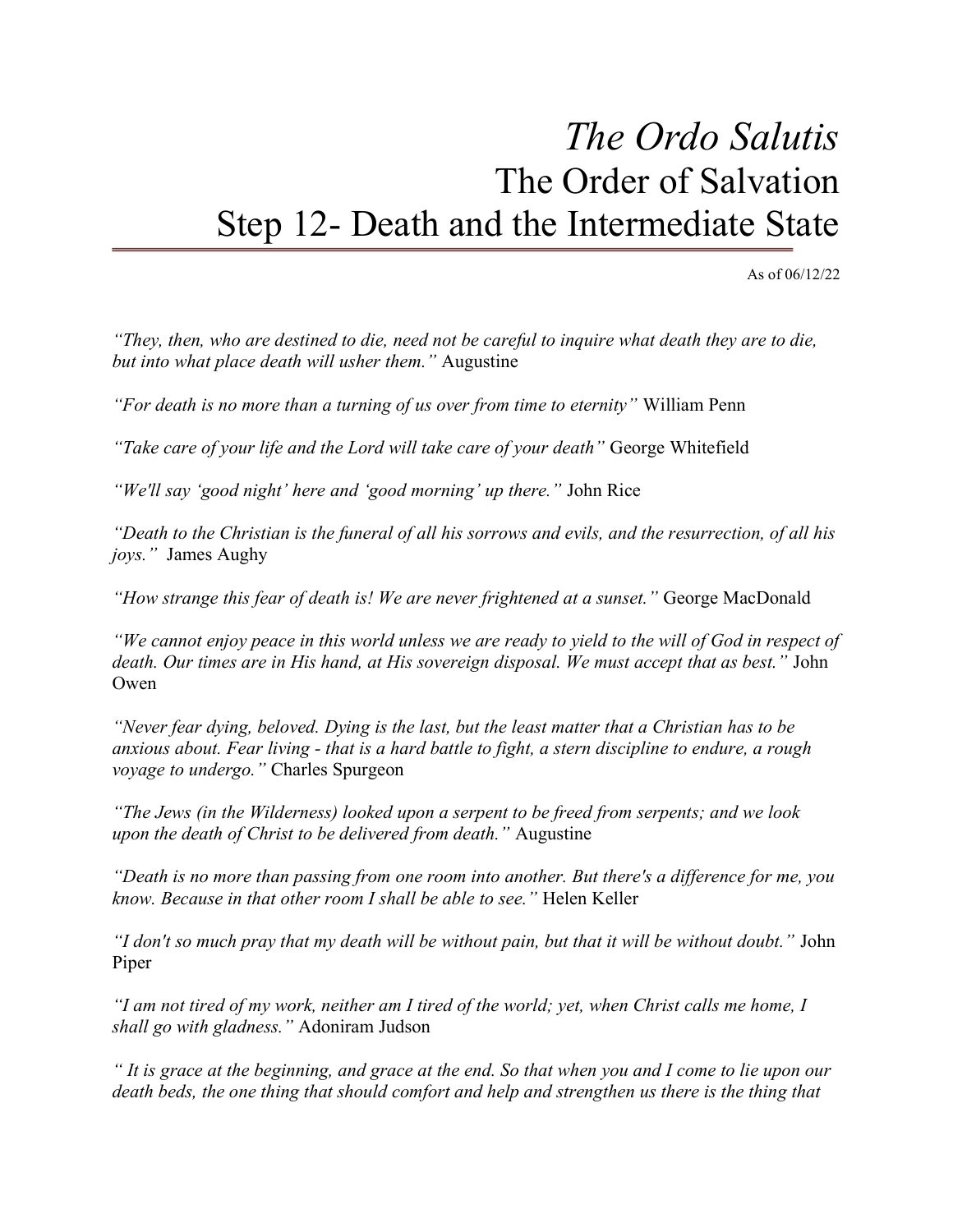# *The Ordo Salutis*
# The Order of Salvation
# Step 12- Death and the Intermediate State

As of 06/12/22

*"They, then, who are destined to die, need not be careful to inquire what death they are to die, but into what place death will usher them."* Augustine

*"For death is no more than a turning of us over from time to eternity"* William Penn

*"Take care of your life and the Lord will take care of your death"* George Whitefield

*"We'll say 'good night' here and 'good morning' up there."* John Rice

*"Death to the Christian is the funeral of all his sorrows and evils, and the resurrection, of all his joys."* James Aughy

*"How strange this fear of death is! We are never frightened at a sunset."* George MacDonald

*"We cannot enjoy peace in this world unless we are ready to yield to the will of God in respect of death. Our times are in His hand, at His sovereign disposal. We must accept that as best."* John Owen

*"Never fear dying, beloved. Dying is the last, but the least matter that a Christian has to be anxious about. Fear living - that is a hard battle to fight, a stern discipline to endure, a rough voyage to undergo."* Charles Spurgeon

*"The Jews (in the Wilderness) looked upon a serpent to be freed from serpents; and we look upon the death of Christ to be delivered from death."* Augustine

*"Death is no more than passing from one room into another. But there's a difference for me, you know. Because in that other room I shall be able to see."* Helen Keller

*"I don't so much pray that my death will be without pain, but that it will be without doubt."* John Piper

*"I am not tired of my work, neither am I tired of the world; yet, when Christ calls me home, I shall go with gladness."* Adoniram Judson

*" It is grace at the beginning, and grace at the end. So that when you and I come to lie upon our death beds, the one thing that should comfort and help and strengthen us there is the thing that*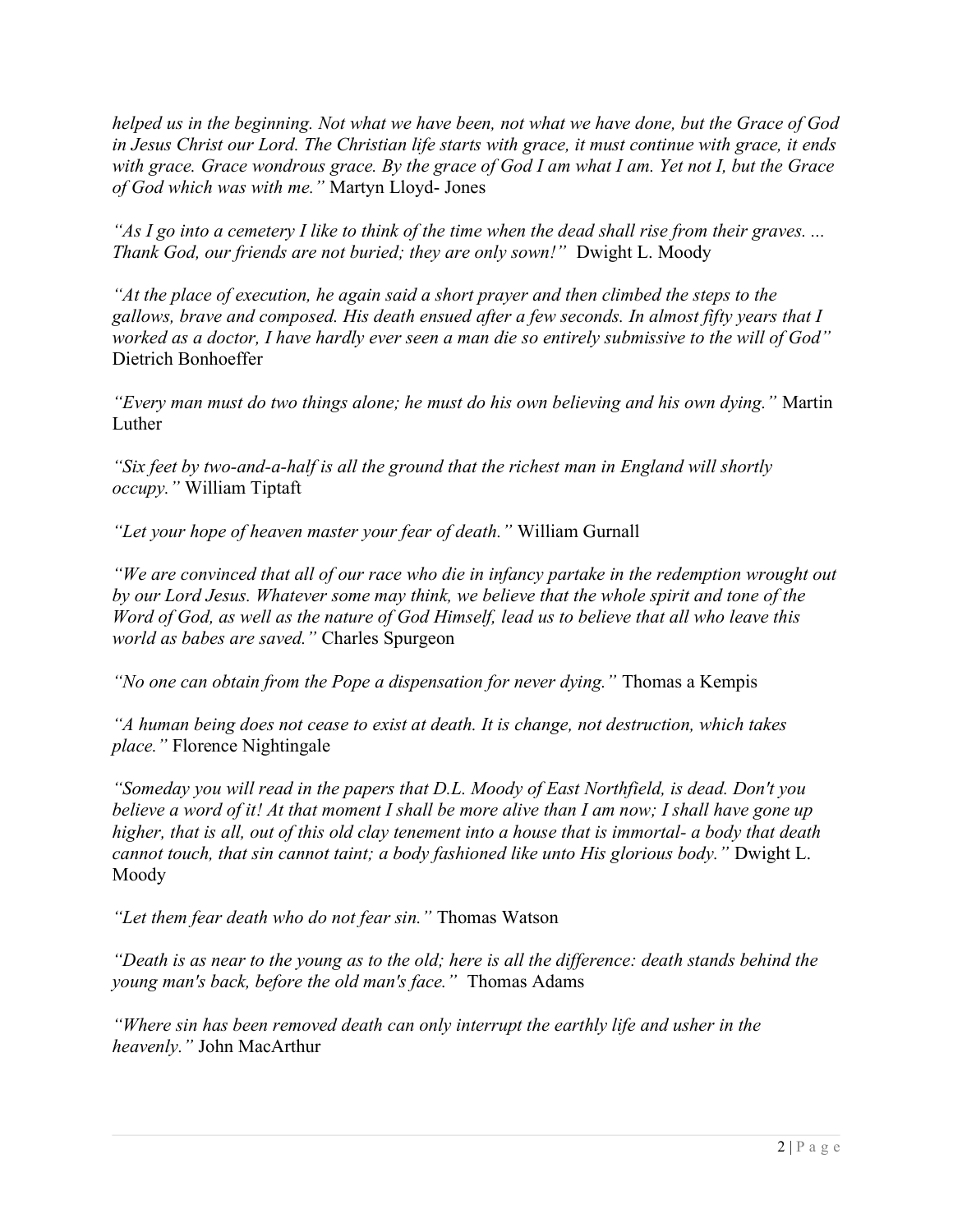*helped us in the beginning. Not what we have been, not what we have done, but the Grace of God in Jesus Christ our Lord. The Christian life starts with grace, it must continue with grace, it ends with grace. Grace wondrous grace. By the grace of God I am what I am. Yet not I, but the Grace of God which was with me."* Martyn Lloyd- Jones

*"As I go into a cemetery I like to think of the time when the dead shall rise from their graves. ... Thank God, our friends are not buried; they are only sown!"* Dwight L. Moody

*"At the place of execution, he again said a short prayer and then climbed the steps to the gallows, brave and composed. His death ensued after a few seconds. In almost fifty years that I worked as a doctor, I have hardly ever seen a man die so entirely submissive to the will of God"* Dietrich Bonhoeffer

*"Every man must do two things alone; he must do his own believing and his own dying."* Martin Luther

*"Six feet by two-and-a-half is all the ground that the richest man in England will shortly occupy."* William Tiptaft

*"Let your hope of heaven master your fear of death."* William Gurnall

*"We are convinced that all of our race who die in infancy partake in the redemption wrought out by our Lord Jesus. Whatever some may think, we believe that the whole spirit and tone of the Word of God, as well as the nature of God Himself, lead us to believe that all who leave this world as babes are saved."* Charles Spurgeon

*"No one can obtain from the Pope a dispensation for never dying."* Thomas a Kempis

*"A human being does not cease to exist at death. It is change, not destruction, which takes place."* Florence Nightingale

*"Someday you will read in the papers that D.L. Moody of East Northfield, is dead. Don't you believe a word of it! At that moment I shall be more alive than I am now; I shall have gone up higher, that is all, out of this old clay tenement into a house that is immortal- a body that death cannot touch, that sin cannot taint; a body fashioned like unto His glorious body."* Dwight L. Moody

*"Let them fear death who do not fear sin."* Thomas Watson

*"Death is as near to the young as to the old; here is all the difference: death stands behind the young man's back, before the old man's face."* Thomas Adams

*"Where sin has been removed death can only interrupt the earthly life and usher in the heavenly."* John MacArthur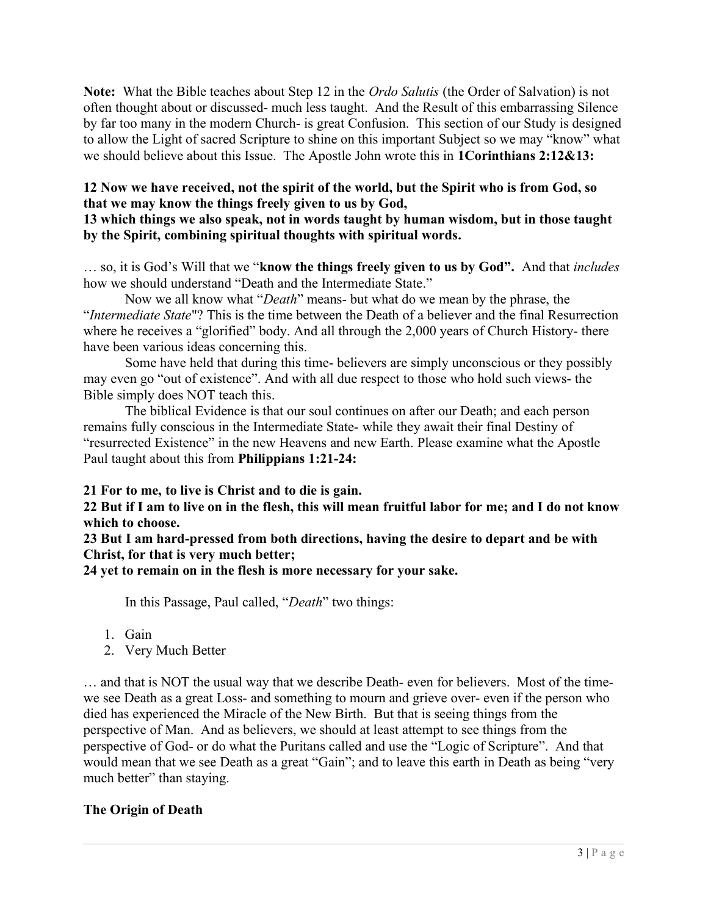**Note:** What the Bible teaches about Step 12 in the *Ordo Salutis* (the Order of Salvation) is not often thought about or discussed- much less taught. And the Result of this embarrassing Silence by far too many in the modern Church- is great Confusion. This section of our Study is designed to allow the Light of sacred Scripture to shine on this important Subject so we may "know" what we should believe about this Issue. The Apostle John wrote this in **1Corinthians 2:12&13:**

**12 Now we have received, not the spirit of the world, but the Spirit who is from God, so that we may know the things freely given to us by God,**
**13 which things we also speak, not in words taught by human wisdom, but in those taught by the Spirit, combining spiritual thoughts with spiritual words.**

… so, it is God's Will that we "**know the things freely given to us by God".** And that *includes* how we should understand "Death and the Intermediate State."

Now we all know what "*Death*" means- but what do we mean by the phrase, the "*Intermediate State*"? This is the time between the Death of a believer and the final Resurrection where he receives a "glorified" body. And all through the 2,000 years of Church History- there have been various ideas concerning this.

Some have held that during this time- believers are simply unconscious or they possibly may even go "out of existence". And with all due respect to those who hold such views- the Bible simply does NOT teach this.

The biblical Evidence is that our soul continues on after our Death; and each person remains fully conscious in the Intermediate State- while they await their final Destiny of "resurrected Existence" in the new Heavens and new Earth. Please examine what the Apostle Paul taught about this from **Philippians 1:21-24:**

**21 For to me, to live is Christ and to die is gain.**
**22 But if I am to live on in the flesh, this will mean fruitful labor for me; and I do not know which to choose.**
**23 But I am hard-pressed from both directions, having the desire to depart and be with Christ, for that is very much better;**
**24 yet to remain on in the flesh is more necessary for your sake.**

In this Passage, Paul called, "*Death*" two things:

1. Gain
2. Very Much Better

… and that is NOT the usual way that we describe Death- even for believers. Most of the time- we see Death as a great Loss- and something to mourn and grieve over- even if the person who died has experienced the Miracle of the New Birth. But that is seeing things from the perspective of Man. And as believers, we should at least attempt to see things from the perspective of God- or do what the Puritans called and use the "Logic of Scripture". And that would mean that we see Death as a great "Gain"; and to leave this earth in Death as being "very much better" than staying.

**The Origin of Death**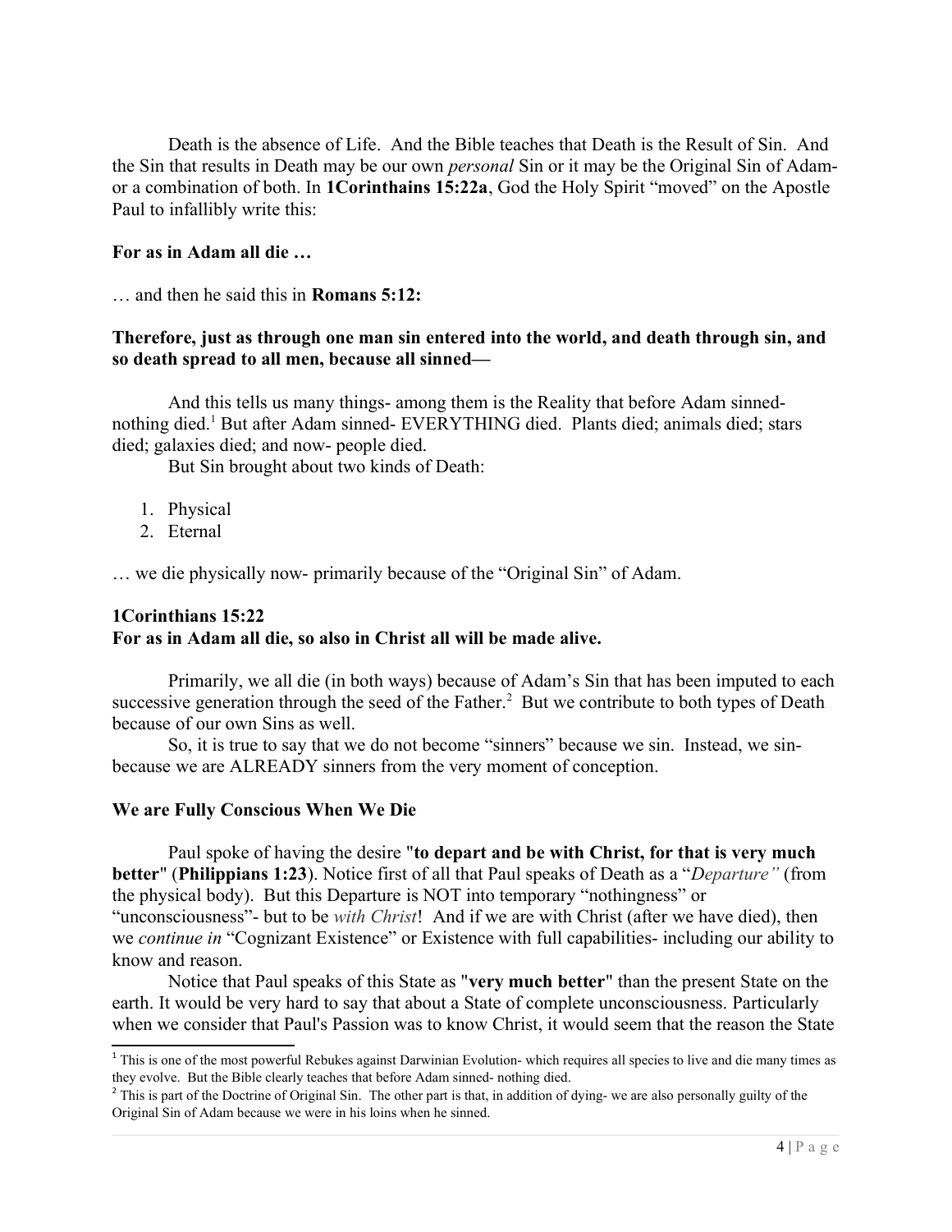Death is the absence of Life. And the Bible teaches that Death is the Result of Sin. And the Sin that results in Death may be our own *personal* Sin or it may be the Original Sin of Adam- or a combination of both. In **1Corinthains 15:22a**, God the Holy Spirit "moved" on the Apostle Paul to infallibly write this:

**For as in Adam all die …**

… and then he said this in **Romans 5:12:**

**Therefore, just as through one man sin entered into the world, and death through sin, and so death spread to all men, because all sinned—**

And this tells us many things- among them is the Reality that before Adam sinned- nothing died.[1] But after Adam sinned- EVERYTHING died. Plants died; animals died; stars died; galaxies died; and now- people died.

But Sin brought about two kinds of Death:

1. Physical
2. Eternal

… we die physically now- primarily because of the "Original Sin" of Adam.

**1Corinthians 15:22**
**For as in Adam all die, so also in Christ all will be made alive.**

Primarily, we all die (in both ways) because of Adam's Sin that has been imputed to each successive generation through the seed of the Father.[2] But we contribute to both types of Death because of our own Sins as well.

So, it is true to say that we do not become "sinners" because we sin. Instead, we sin- because we are ALREADY sinners from the very moment of conception.

**We are Fully Conscious When We Die**

Paul spoke of having the desire "**to depart and be with Christ, for that is very much better**" (**Philippians 1:23**). Notice first of all that Paul speaks of Death as a "*Departure"* (from the physical body). But this Departure is NOT into temporary "nothingness" or "unconsciousness"- but to be *with Christ*! And if we are with Christ (after we have died), then we *continue in* "Cognizant Existence" or Existence with full capabilities- including our ability to know and reason.

Notice that Paul speaks of this State as "**very much better**" than the present State on the earth. It would be very hard to say that about a State of complete unconsciousness. Particularly when we consider that Paul's Passion was to know Christ, it would seem that the reason the State

[1] This is one of the most powerful Rebukes against Darwinian Evolution- which requires all species to live and die many times as they evolve. But the Bible clearly teaches that before Adam sinned- nothing died.

[2] This is part of the Doctrine of Original Sin. The other part is that, in addition of dying- we are also personally guilty of the Original Sin of Adam because we were in his loins when he sinned.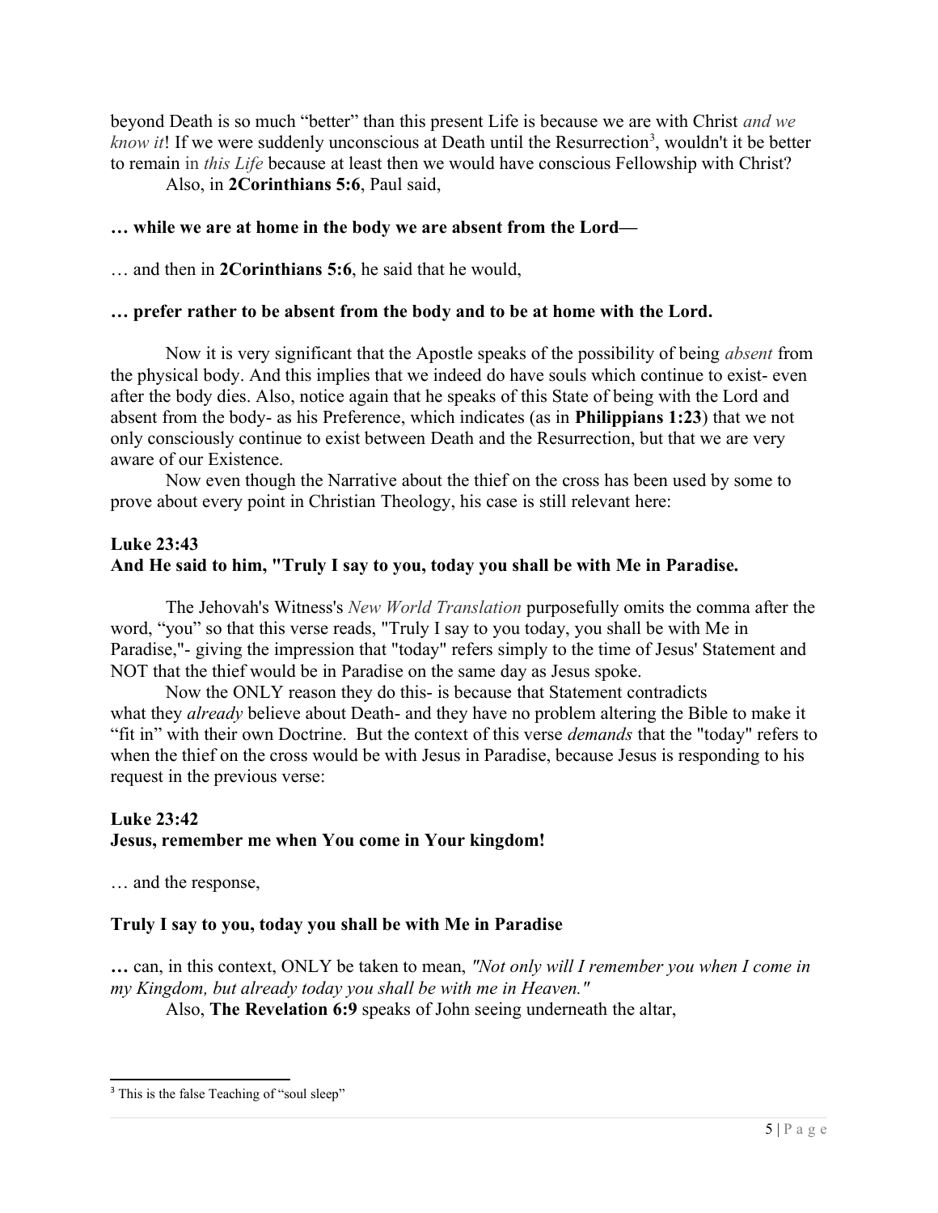beyond Death is so much "better" than this present Life is because we are with Christ *and we know it*! If we were suddenly unconscious at Death until the Resurrection[3], wouldn't it be better to remain in *this Life* because at least then we would have conscious Fellowship with Christ?

Also, in **2Corinthians 5:6**, Paul said,

**… while we are at home in the body we are absent from the Lord—**

… and then in **2Corinthians 5:6**, he said that he would,

**… prefer rather to be absent from the body and to be at home with the Lord.**

Now it is very significant that the Apostle speaks of the possibility of being *absent* from the physical body. And this implies that we indeed do have souls which continue to exist- even after the body dies. Also, notice again that he speaks of this State of being with the Lord and absent from the body- as his Preference, which indicates (as in **Philippians 1:23**) that we not only consciously continue to exist between Death and the Resurrection, but that we are very aware of our Existence.

Now even though the Narrative about the thief on the cross has been used by some to prove about every point in Christian Theology, his case is still relevant here:

**Luke 23:43**
**And He said to him, "Truly I say to you, today you shall be with Me in Paradise.**

The Jehovah's Witness's *New World Translation* purposefully omits the comma after the word, "you" so that this verse reads, "Truly I say to you today, you shall be with Me in Paradise,"- giving the impression that "today" refers simply to the time of Jesus' Statement and NOT that the thief would be in Paradise on the same day as Jesus spoke.

Now the ONLY reason they do this- is because that Statement contradicts what they *already* believe about Death- and they have no problem altering the Bible to make it "fit in" with their own Doctrine. But the context of this verse *demands* that the "today" refers to when the thief on the cross would be with Jesus in Paradise, because Jesus is responding to his request in the previous verse:

**Luke 23:42**
**Jesus, remember me when You come in Your kingdom!**

… and the response,

**Truly I say to you, today you shall be with Me in Paradise**

**…** can, in this context, ONLY be taken to mean, *"Not only will I remember you when I come in my Kingdom, but already today you shall be with me in Heaven."*

Also, **The Revelation 6:9** speaks of John seeing underneath the altar,

[3] This is the false Teaching of "soul sleep"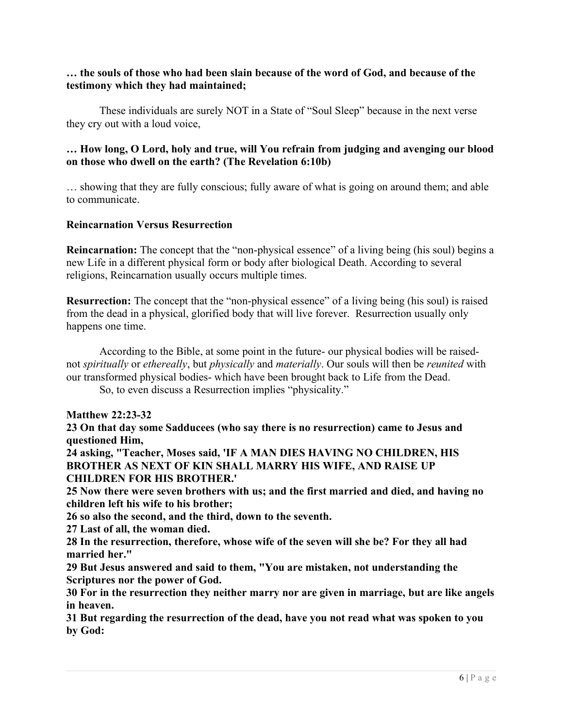**… the souls of those who had been slain because of the word of God, and because of the testimony which they had maintained;**

These individuals are surely NOT in a State of "Soul Sleep" because in the next verse they cry out with a loud voice,

**… How long, O Lord, holy and true, will You refrain from judging and avenging our blood on those who dwell on the earth? (The Revelation 6:10b)**

… showing that they are fully conscious; fully aware of what is going on around them; and able to communicate.

**Reincarnation Versus Resurrection**

**Reincarnation:** The concept that the "non-physical essence" of a living being (his soul) begins a new Life in a different physical form or body after biological Death. According to several religions, Reincarnation usually occurs multiple times.

**Resurrection:** The concept that the "non-physical essence" of a living being (his soul) is raised from the dead in a physical, glorified body that will live forever. Resurrection usually only happens one time.

According to the Bible, at some point in the future- our physical bodies will be raised- not *spiritually* or *ethereally*, but *physically* and *materially*. Our souls will then be *reunited* with our transformed physical bodies- which have been brought back to Life from the Dead.

So, to even discuss a Resurrection implies "physicality."

**Matthew 22:23-32**

**23 On that day some Sadducees (who say there is no resurrection) came to Jesus and questioned Him,**

**24 asking, "Teacher, Moses said, 'IF A MAN DIES HAVING NO CHILDREN, HIS BROTHER AS NEXT OF KIN SHALL MARRY HIS WIFE, AND RAISE UP CHILDREN FOR HIS BROTHER.'**

**25 Now there were seven brothers with us; and the first married and died, and having no children left his wife to his brother;**

**26 so also the second, and the third, down to the seventh.**

**27 Last of all, the woman died.**

**28 In the resurrection, therefore, whose wife of the seven will she be? For they all had married her."**

**29 But Jesus answered and said to them, "You are mistaken, not understanding the Scriptures nor the power of God.**

**30 For in the resurrection they neither marry nor are given in marriage, but are like angels in heaven.**

**31 But regarding the resurrection of the dead, have you not read what was spoken to you by God:**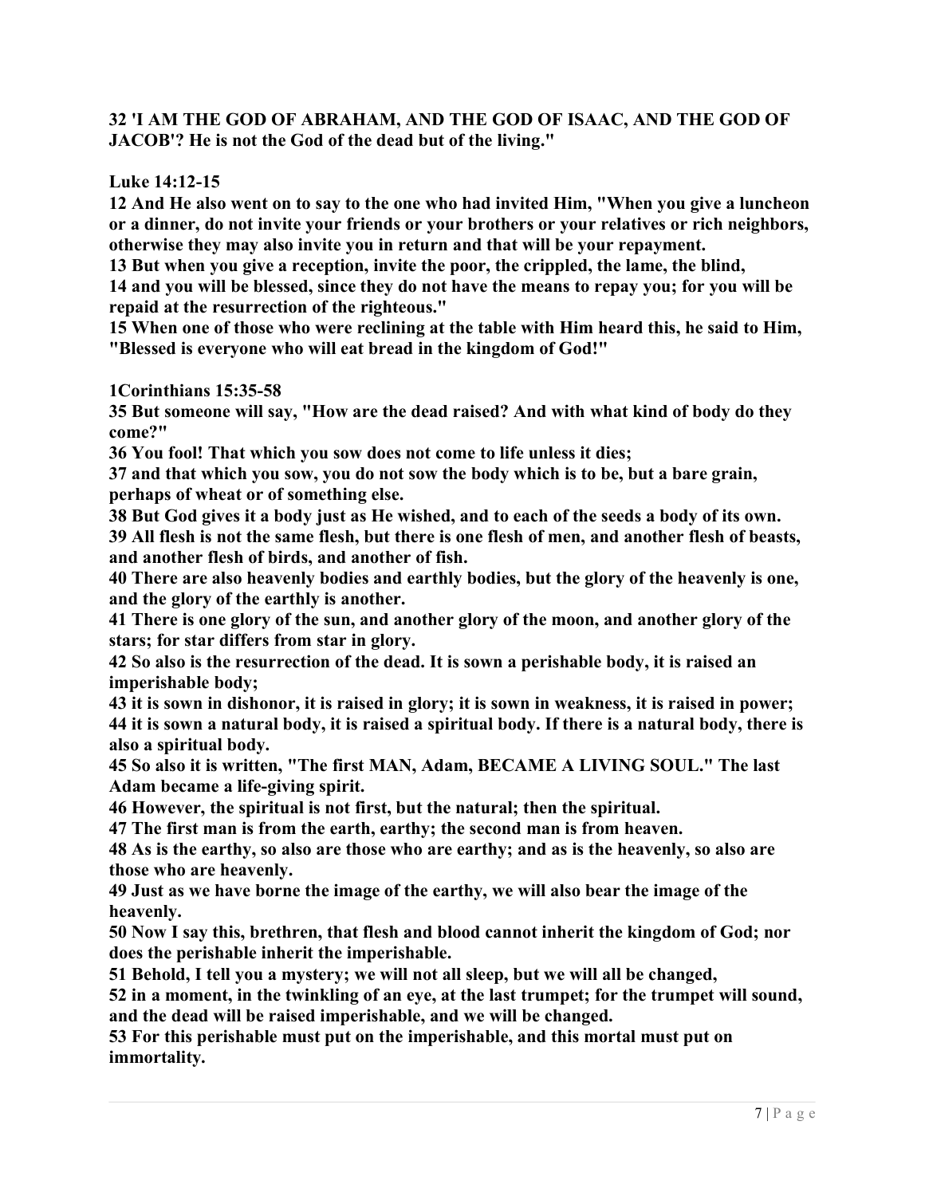**32 'I AM THE GOD OF ABRAHAM, AND THE GOD OF ISAAC, AND THE GOD OF JACOB'? He is not the God of the dead but of the living."**

**Luke 14:12-15**

**12 And He also went on to say to the one who had invited Him, "When you give a luncheon or a dinner, do not invite your friends or your brothers or your relatives or rich neighbors, otherwise they may also invite you in return and that will be your repayment.**
**13 But when you give a reception, invite the poor, the crippled, the lame, the blind,**
**14 and you will be blessed, since they do not have the means to repay you; for you will be repaid at the resurrection of the righteous."**
**15 When one of those who were reclining at the table with Him heard this, he said to Him, "Blessed is everyone who will eat bread in the kingdom of God!"**

**1Corinthians 15:35-58**

**35 But someone will say, "How are the dead raised? And with what kind of body do they come?"**
**36 You fool! That which you sow does not come to life unless it dies;**
**37 and that which you sow, you do not sow the body which is to be, but a bare grain, perhaps of wheat or of something else.**
**38 But God gives it a body just as He wished, and to each of the seeds a body of its own.**
**39 All flesh is not the same flesh, but there is one flesh of men, and another flesh of beasts, and another flesh of birds, and another of fish.**
**40 There are also heavenly bodies and earthly bodies, but the glory of the heavenly is one, and the glory of the earthly is another.**
**41 There is one glory of the sun, and another glory of the moon, and another glory of the stars; for star differs from star in glory.**
**42 So also is the resurrection of the dead. It is sown a perishable body, it is raised an imperishable body;**
**43 it is sown in dishonor, it is raised in glory; it is sown in weakness, it is raised in power;**
**44 it is sown a natural body, it is raised a spiritual body. If there is a natural body, there is also a spiritual body.**
**45 So also it is written, "The first MAN, Adam, BECAME A LIVING SOUL." The last Adam became a life-giving spirit.**
**46 However, the spiritual is not first, but the natural; then the spiritual.**
**47 The first man is from the earth, earthy; the second man is from heaven.**
**48 As is the earthy, so also are those who are earthy; and as is the heavenly, so also are those who are heavenly.**
**49 Just as we have borne the image of the earthy, we will also bear the image of the heavenly.**
**50 Now I say this, brethren, that flesh and blood cannot inherit the kingdom of God; nor does the perishable inherit the imperishable.**
**51 Behold, I tell you a mystery; we will not all sleep, but we will all be changed,**
**52 in a moment, in the twinkling of an eye, at the last trumpet; for the trumpet will sound, and the dead will be raised imperishable, and we will be changed.**
**53 For this perishable must put on the imperishable, and this mortal must put on immortality.**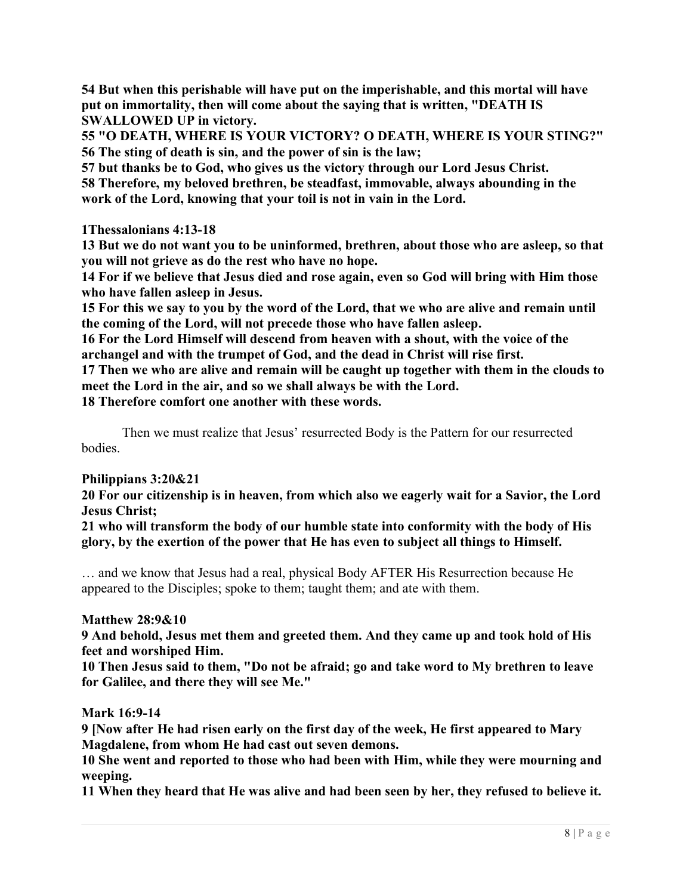**54 But when this perishable will have put on the imperishable, and this mortal will have put on immortality, then will come about the saying that is written, "DEATH IS SWALLOWED UP in victory.**
**55 "O DEATH, WHERE IS YOUR VICTORY? O DEATH, WHERE IS YOUR STING?"**
**56 The sting of death is sin, and the power of sin is the law;**
**57 but thanks be to God, who gives us the victory through our Lord Jesus Christ.**
**58 Therefore, my beloved brethren, be steadfast, immovable, always abounding in the work of the Lord, knowing that your toil is not in vain in the Lord.**

**1Thessalonians 4:13-18**
**13 But we do not want you to be uninformed, brethren, about those who are asleep, so that you will not grieve as do the rest who have no hope.**
**14 For if we believe that Jesus died and rose again, even so God will bring with Him those who have fallen asleep in Jesus.**
**15 For this we say to you by the word of the Lord, that we who are alive and remain until the coming of the Lord, will not precede those who have fallen asleep.**
**16 For the Lord Himself will descend from heaven with a shout, with the voice of the archangel and with the trumpet of God, and the dead in Christ will rise first.**
**17 Then we who are alive and remain will be caught up together with them in the clouds to meet the Lord in the air, and so we shall always be with the Lord.**
**18 Therefore comfort one another with these words.**

Then we must realize that Jesus' resurrected Body is the Pattern for our resurrected bodies.

**Philippians 3:20&21**
**20 For our citizenship is in heaven, from which also we eagerly wait for a Savior, the Lord Jesus Christ;**
**21 who will transform the body of our humble state into conformity with the body of His glory, by the exertion of the power that He has even to subject all things to Himself.**

… and we know that Jesus had a real, physical Body AFTER His Resurrection because He appeared to the Disciples; spoke to them; taught them; and ate with them.

**Matthew 28:9&10**
**9 And behold, Jesus met them and greeted them. And they came up and took hold of His feet and worshiped Him.**
**10 Then Jesus said to them, "Do not be afraid; go and take word to My brethren to leave for Galilee, and there they will see Me."**

**Mark 16:9-14**
**9 [Now after He had risen early on the first day of the week, He first appeared to Mary Magdalene, from whom He had cast out seven demons.**
**10 She went and reported to those who had been with Him, while they were mourning and weeping.**
**11 When they heard that He was alive and had been seen by her, they refused to believe it.**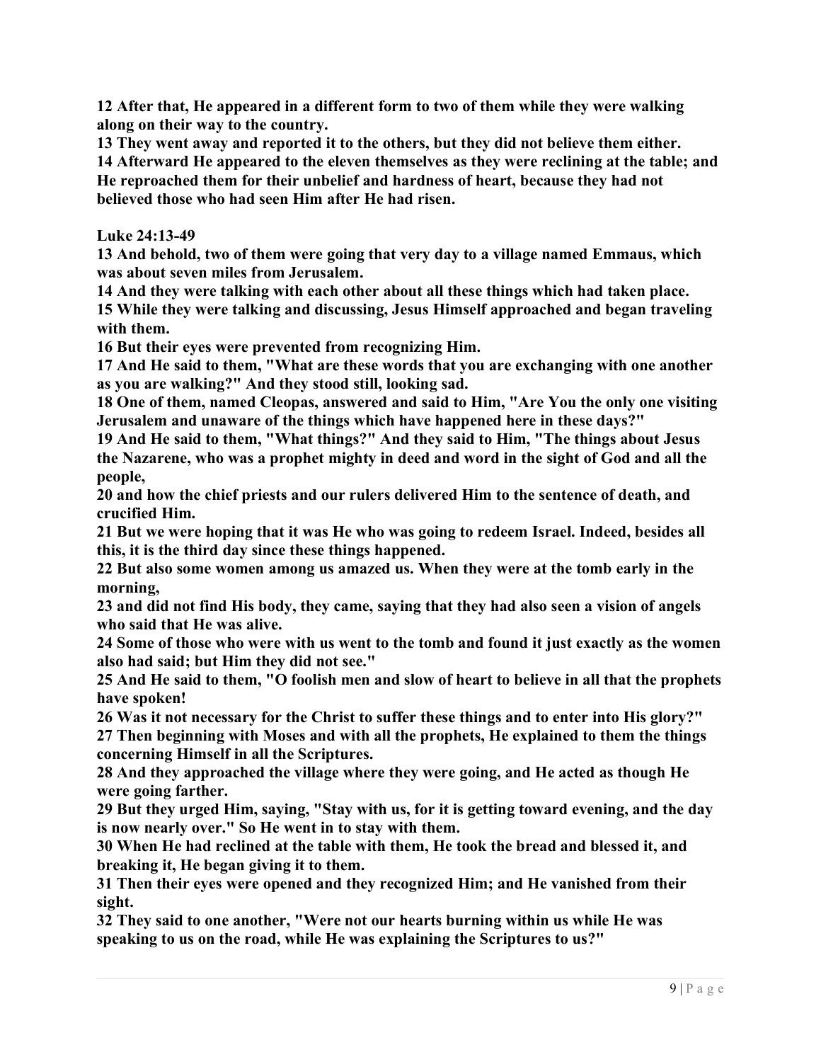**12 After that, He appeared in a different form to two of them while they were walking along on their way to the country.**

**13 They went away and reported it to the others, but they did not believe them either.**

**14 Afterward He appeared to the eleven themselves as they were reclining at the table; and He reproached them for their unbelief and hardness of heart, because they had not believed those who had seen Him after He had risen.**

**Luke 24:13-49**

**13 And behold, two of them were going that very day to a village named Emmaus, which was about seven miles from Jerusalem.**

**14 And they were talking with each other about all these things which had taken place.**

**15 While they were talking and discussing, Jesus Himself approached and began traveling with them.**

**16 But their eyes were prevented from recognizing Him.**

**17 And He said to them, "What are these words that you are exchanging with one another as you are walking?" And they stood still, looking sad.**

**18 One of them, named Cleopas, answered and said to Him, "Are You the only one visiting Jerusalem and unaware of the things which have happened here in these days?"**

**19 And He said to them, "What things?" And they said to Him, "The things about Jesus the Nazarene, who was a prophet mighty in deed and word in the sight of God and all the people,**

**20 and how the chief priests and our rulers delivered Him to the sentence of death, and crucified Him.**

**21 But we were hoping that it was He who was going to redeem Israel. Indeed, besides all this, it is the third day since these things happened.**

**22 But also some women among us amazed us. When they were at the tomb early in the morning,**

**23 and did not find His body, they came, saying that they had also seen a vision of angels who said that He was alive.**

**24 Some of those who were with us went to the tomb and found it just exactly as the women also had said; but Him they did not see."**

**25 And He said to them, "O foolish men and slow of heart to believe in all that the prophets have spoken!**

**26 Was it not necessary for the Christ to suffer these things and to enter into His glory?"**

**27 Then beginning with Moses and with all the prophets, He explained to them the things concerning Himself in all the Scriptures.**

**28 And they approached the village where they were going, and He acted as though He were going farther.**

**29 But they urged Him, saying, "Stay with us, for it is getting toward evening, and the day is now nearly over." So He went in to stay with them.**

**30 When He had reclined at the table with them, He took the bread and blessed it, and breaking it, He began giving it to them.**

**31 Then their eyes were opened and they recognized Him; and He vanished from their sight.**

**32 They said to one another, "Were not our hearts burning within us while He was speaking to us on the road, while He was explaining the Scriptures to us?"**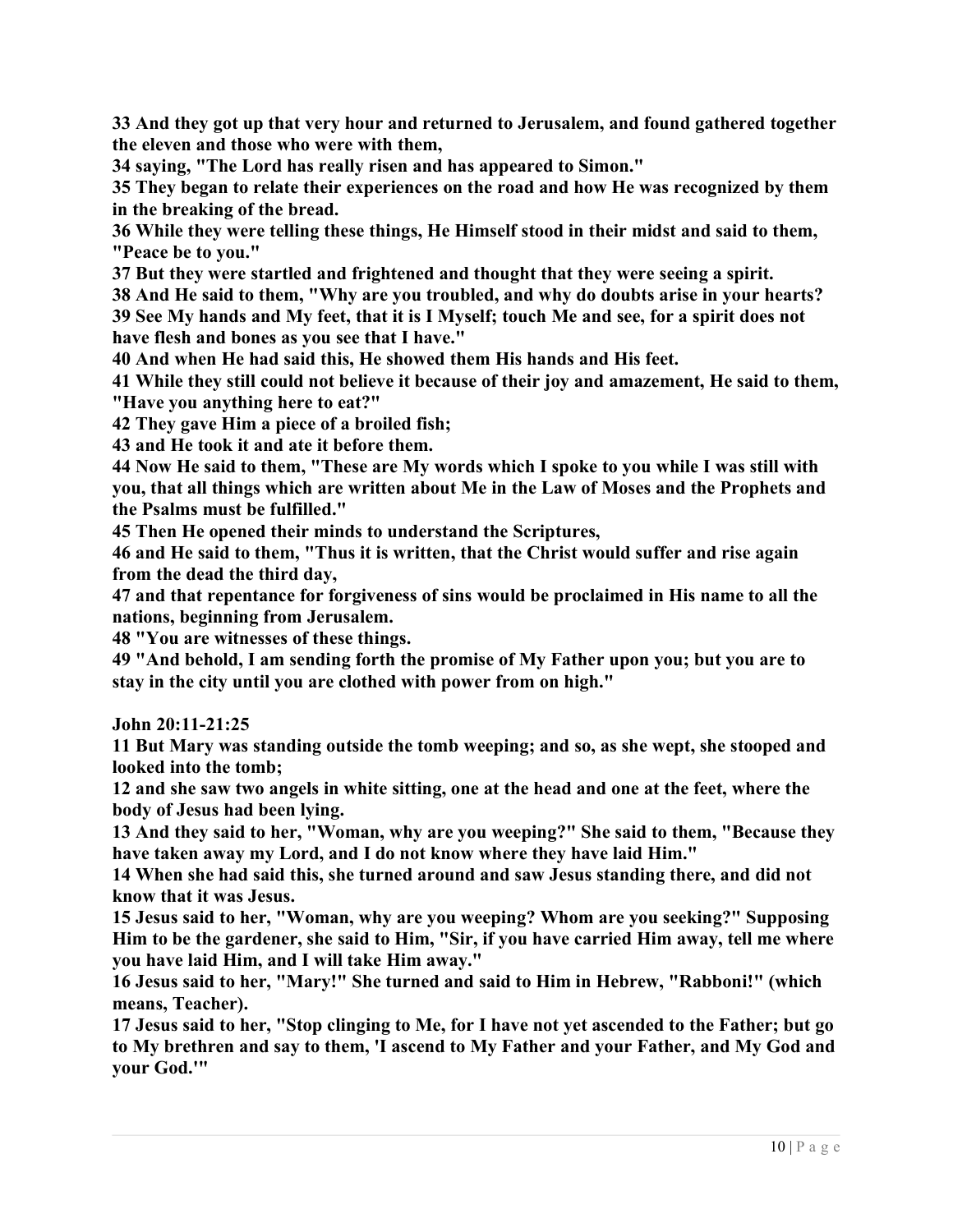**33 And they got up that very hour and returned to Jerusalem, and found gathered together the eleven and those who were with them,**
**34 saying, "The Lord has really risen and has appeared to Simon."**
**35 They began to relate their experiences on the road and how He was recognized by them in the breaking of the bread.**
**36 While they were telling these things, He Himself stood in their midst and said to them, "Peace be to you."**
**37 But they were startled and frightened and thought that they were seeing a spirit.**
**38 And He said to them, "Why are you troubled, and why do doubts arise in your hearts?**
**39 See My hands and My feet, that it is I Myself; touch Me and see, for a spirit does not have flesh and bones as you see that I have."**
**40 And when He had said this, He showed them His hands and His feet.**
**41 While they still could not believe it because of their joy and amazement, He said to them, "Have you anything here to eat?"**
**42 They gave Him a piece of a broiled fish;**
**43 and He took it and ate it before them.**
**44 Now He said to them, "These are My words which I spoke to you while I was still with you, that all things which are written about Me in the Law of Moses and the Prophets and the Psalms must be fulfilled."**
**45 Then He opened their minds to understand the Scriptures,**
**46 and He said to them, "Thus it is written, that the Christ would suffer and rise again from the dead the third day,**
**47 and that repentance for forgiveness of sins would be proclaimed in His name to all the nations, beginning from Jerusalem.**
**48 "You are witnesses of these things.**
**49 "And behold, I am sending forth the promise of My Father upon you; but you are to stay in the city until you are clothed with power from on high."**

**John 20:11-21:25**

**11 But Mary was standing outside the tomb weeping; and so, as she wept, she stooped and looked into the tomb;**
**12 and she saw two angels in white sitting, one at the head and one at the feet, where the body of Jesus had been lying.**
**13 And they said to her, "Woman, why are you weeping?" She said to them, "Because they have taken away my Lord, and I do not know where they have laid Him."**
**14 When she had said this, she turned around and saw Jesus standing there, and did not know that it was Jesus.**
**15 Jesus said to her, "Woman, why are you weeping? Whom are you seeking?" Supposing Him to be the gardener, she said to Him, "Sir, if you have carried Him away, tell me where you have laid Him, and I will take Him away."**
**16 Jesus said to her, "Mary!" She turned and said to Him in Hebrew, "Rabboni!" (which means, Teacher).**
**17 Jesus said to her, "Stop clinging to Me, for I have not yet ascended to the Father; but go to My brethren and say to them, 'I ascend to My Father and your Father, and My God and your God.'"**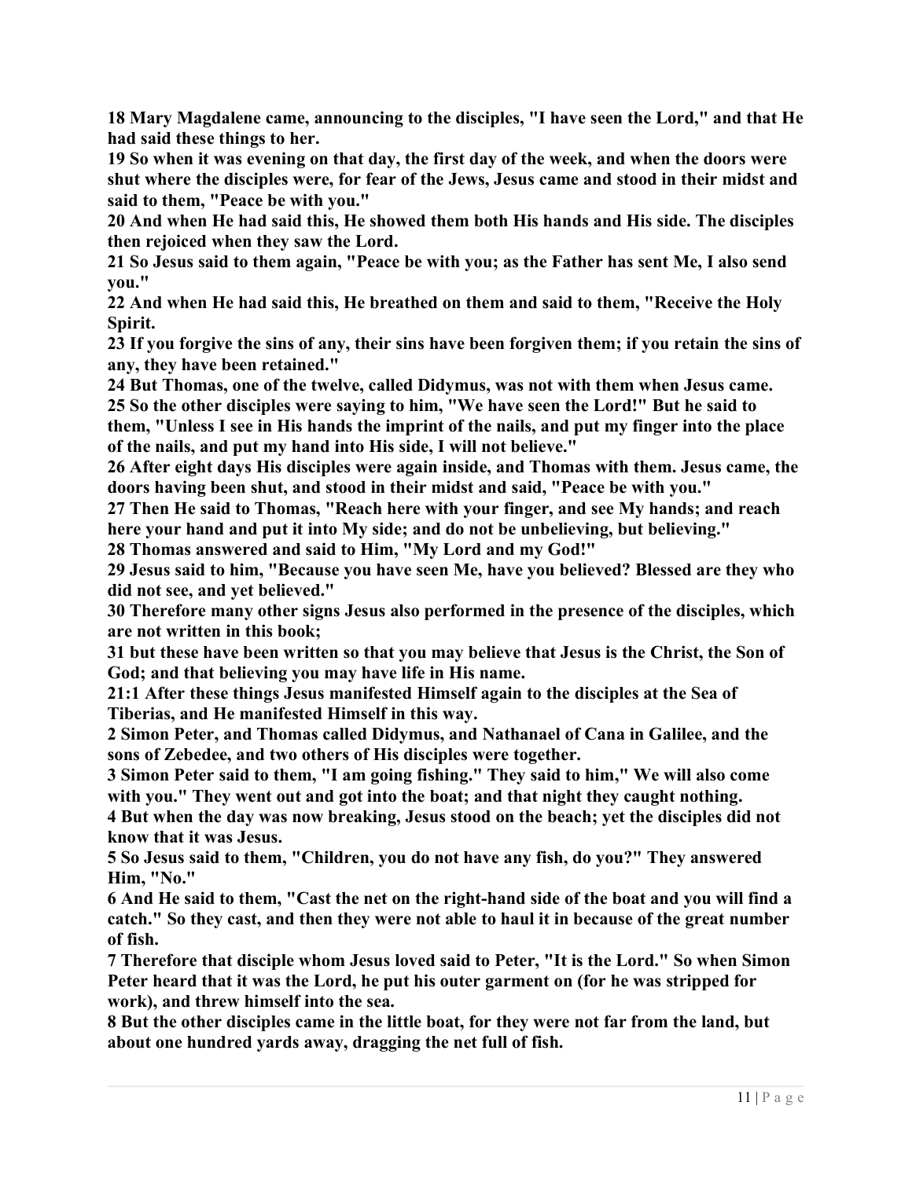**18 Mary Magdalene came, announcing to the disciples, "I have seen the Lord," and that He had said these things to her.**
**19 So when it was evening on that day, the first day of the week, and when the doors were shut where the disciples were, for fear of the Jews, Jesus came and stood in their midst and said to them, "Peace be with you."**
**20 And when He had said this, He showed them both His hands and His side. The disciples then rejoiced when they saw the Lord.**
**21 So Jesus said to them again, "Peace be with you; as the Father has sent Me, I also send you."**
**22 And when He had said this, He breathed on them and said to them, "Receive the Holy Spirit.**
**23 If you forgive the sins of any, their sins have been forgiven them; if you retain the sins of any, they have been retained."**
**24 But Thomas, one of the twelve, called Didymus, was not with them when Jesus came.**
**25 So the other disciples were saying to him, "We have seen the Lord!" But he said to them, "Unless I see in His hands the imprint of the nails, and put my finger into the place of the nails, and put my hand into His side, I will not believe."**
**26 After eight days His disciples were again inside, and Thomas with them. Jesus came, the doors having been shut, and stood in their midst and said, "Peace be with you."**
**27 Then He said to Thomas, "Reach here with your finger, and see My hands; and reach here your hand and put it into My side; and do not be unbelieving, but believing."**
**28 Thomas answered and said to Him, "My Lord and my God!"**
**29 Jesus said to him, "Because you have seen Me, have you believed? Blessed are they who did not see, and yet believed."**
**30 Therefore many other signs Jesus also performed in the presence of the disciples, which are not written in this book;**
**31 but these have been written so that you may believe that Jesus is the Christ, the Son of God; and that believing you may have life in His name.**
**21:1 After these things Jesus manifested Himself again to the disciples at the Sea of Tiberias, and He manifested Himself in this way.**
**2 Simon Peter, and Thomas called Didymus, and Nathanael of Cana in Galilee, and the sons of Zebedee, and two others of His disciples were together.**
**3 Simon Peter said to them, "I am going fishing." They said to him," We will also come with you." They went out and got into the boat; and that night they caught nothing.**
**4 But when the day was now breaking, Jesus stood on the beach; yet the disciples did not know that it was Jesus.**
**5 So Jesus said to them, "Children, you do not have any fish, do you?" They answered Him, "No."**
**6 And He said to them, "Cast the net on the right-hand side of the boat and you will find a catch." So they cast, and then they were not able to haul it in because of the great number of fish.**
**7 Therefore that disciple whom Jesus loved said to Peter, "It is the Lord." So when Simon Peter heard that it was the Lord, he put his outer garment on (for he was stripped for work), and threw himself into the sea.**
**8 But the other disciples came in the little boat, for they were not far from the land, but about one hundred yards away, dragging the net full of fish.**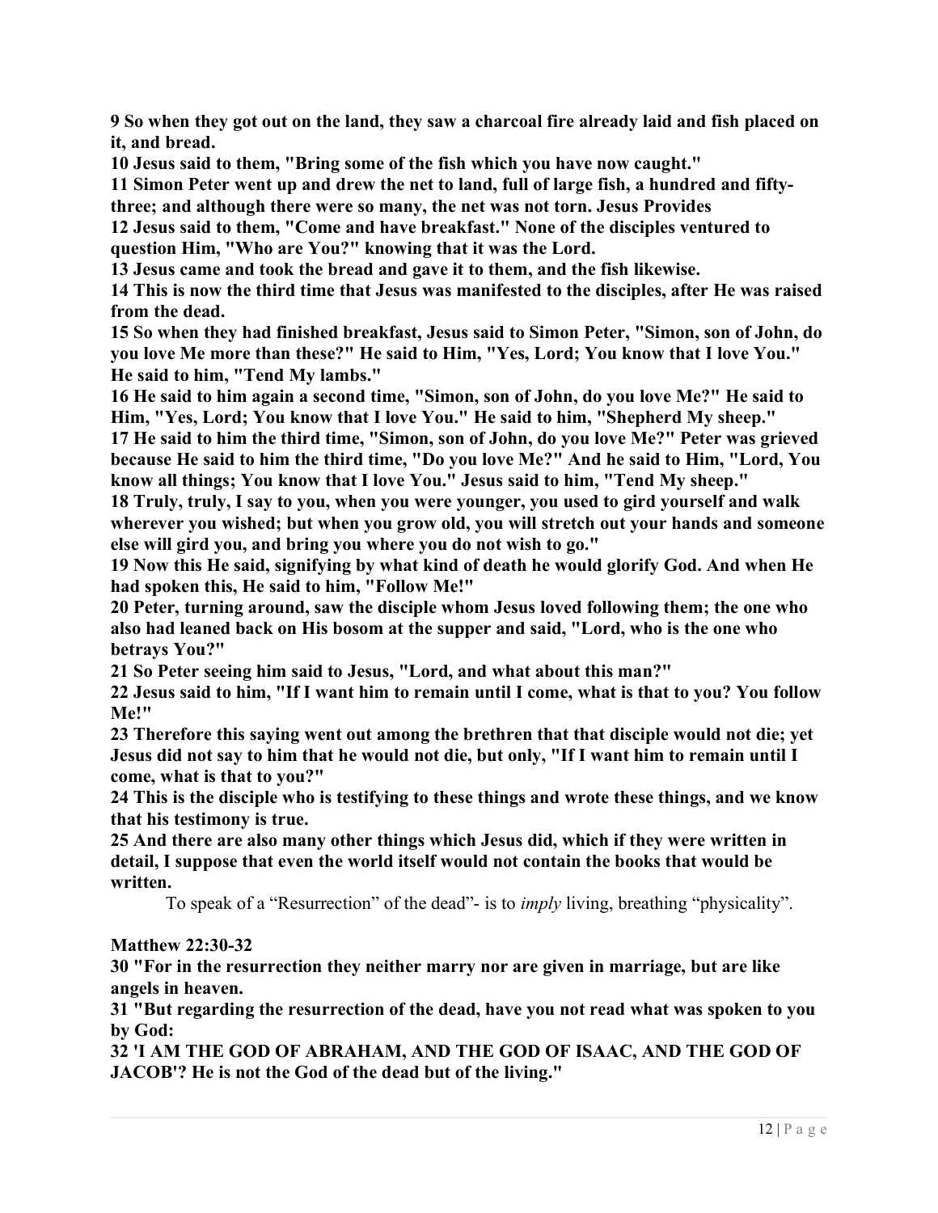**9 So when they got out on the land, they saw a charcoal fire already laid and fish placed on it, and bread.**
**10 Jesus said to them, "Bring some of the fish which you have now caught."**
**11 Simon Peter went up and drew the net to land, full of large fish, a hundred and fifty-three; and although there were so many, the net was not torn. Jesus Provides**
**12 Jesus said to them, "Come and have breakfast." None of the disciples ventured to question Him, "Who are You?" knowing that it was the Lord.**
**13 Jesus came and took the bread and gave it to them, and the fish likewise.**
**14 This is now the third time that Jesus was manifested to the disciples, after He was raised from the dead.**
**15 So when they had finished breakfast, Jesus said to Simon Peter, "Simon, son of John, do you love Me more than these?" He said to Him, "Yes, Lord; You know that I love You." He said to him, "Tend My lambs."**
**16 He said to him again a second time, "Simon, son of John, do you love Me?" He said to Him, "Yes, Lord; You know that I love You." He said to him, "Shepherd My sheep."**
**17 He said to him the third time, "Simon, son of John, do you love Me?" Peter was grieved because He said to him the third time, "Do you love Me?" And he said to Him, "Lord, You know all things; You know that I love You." Jesus said to him, "Tend My sheep."**
**18 Truly, truly, I say to you, when you were younger, you used to gird yourself and walk wherever you wished; but when you grow old, you will stretch out your hands and someone else will gird you, and bring you where you do not wish to go."**
**19 Now this He said, signifying by what kind of death he would glorify God. And when He had spoken this, He said to him, "Follow Me!"**
**20 Peter, turning around, saw the disciple whom Jesus loved following them; the one who also had leaned back on His bosom at the supper and said, "Lord, who is the one who betrays You?"**
**21 So Peter seeing him said to Jesus, "Lord, and what about this man?"**
**22 Jesus said to him, "If I want him to remain until I come, what is that to you? You follow Me!"**
**23 Therefore this saying went out among the brethren that that disciple would not die; yet Jesus did not say to him that he would not die, but only, "If I want him to remain until I come, what is that to you?"**
**24 This is the disciple who is testifying to these things and wrote these things, and we know that his testimony is true.**
**25 And there are also many other things which Jesus did, which if they were written in detail, I suppose that even the world itself would not contain the books that would be written.**

To speak of a "Resurrection" of the dead"- is to *imply* living, breathing "physicality".

**Matthew 22:30-32**

**30 "For in the resurrection they neither marry nor are given in marriage, but are like angels in heaven.**
**31 "But regarding the resurrection of the dead, have you not read what was spoken to you by God:**
**32 'I AM THE GOD OF ABRAHAM, AND THE GOD OF ISAAC, AND THE GOD OF JACOB'? He is not the God of the dead but of the living."**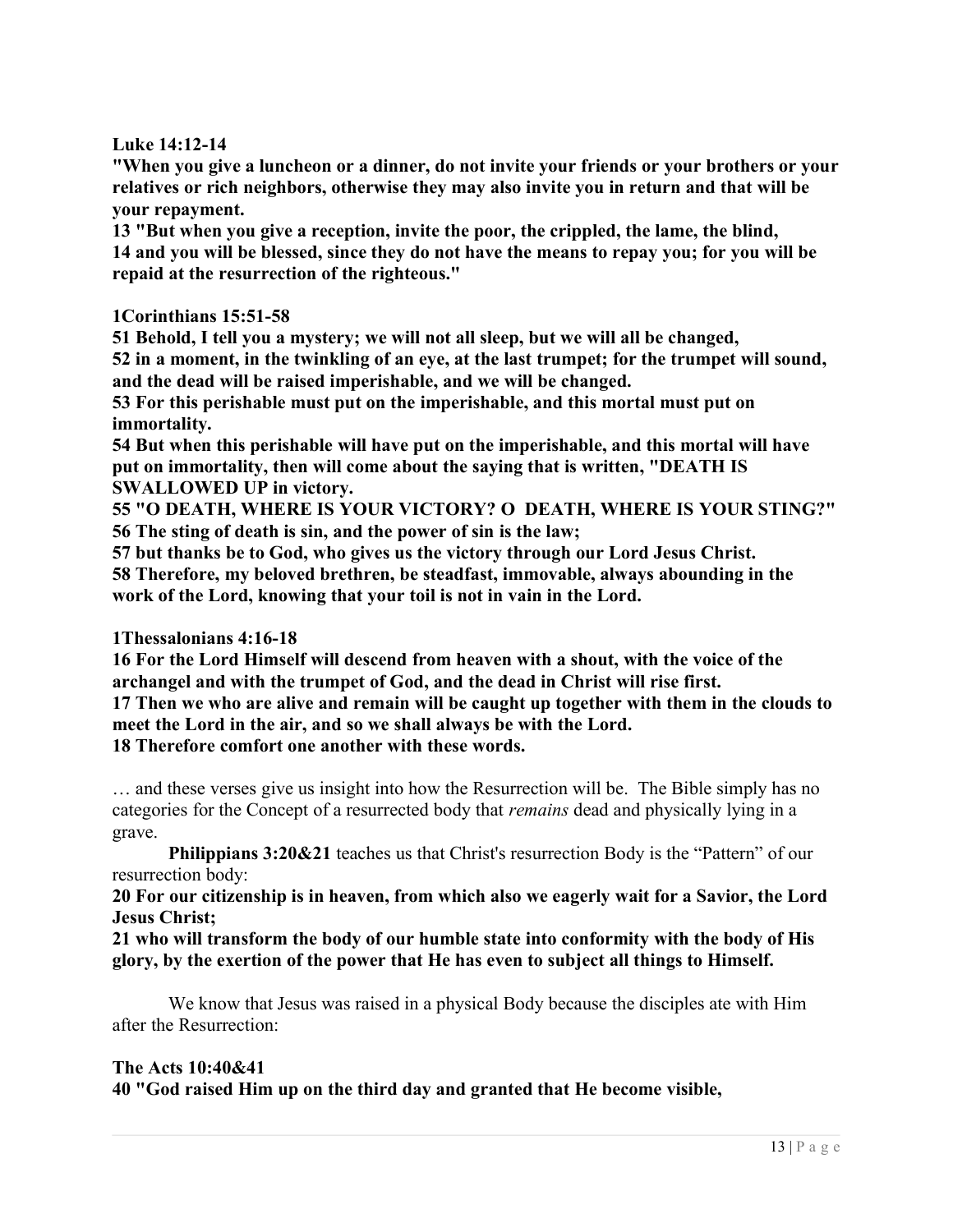**Luke 14:12-14**

**"When you give a luncheon or a dinner, do not invite your friends or your brothers or your relatives or rich neighbors, otherwise they may also invite you in return and that will be your repayment.**

**13 "But when you give a reception, invite the poor, the crippled, the lame, the blind,**

**14 and you will be blessed, since they do not have the means to repay you; for you will be repaid at the resurrection of the righteous."**

**1Corinthians 15:51-58**

**51 Behold, I tell you a mystery; we will not all sleep, but we will all be changed,**

**52 in a moment, in the twinkling of an eye, at the last trumpet; for the trumpet will sound, and the dead will be raised imperishable, and we will be changed.**

**53 For this perishable must put on the imperishable, and this mortal must put on immortality.**

**54 But when this perishable will have put on the imperishable, and this mortal will have put on immortality, then will come about the saying that is written, "DEATH IS SWALLOWED UP in victory.**

**55 "O DEATH, WHERE IS YOUR VICTORY? O DEATH, WHERE IS YOUR STING?"**

**56 The sting of death is sin, and the power of sin is the law;**

**57 but thanks be to God, who gives us the victory through our Lord Jesus Christ.**

**58 Therefore, my beloved brethren, be steadfast, immovable, always abounding in the work of the Lord, knowing that your toil is not in vain in the Lord.**

**1Thessalonians 4:16-18**

**16 For the Lord Himself will descend from heaven with a shout, with the voice of the archangel and with the trumpet of God, and the dead in Christ will rise first.**

**17 Then we who are alive and remain will be caught up together with them in the clouds to meet the Lord in the air, and so we shall always be with the Lord.**

**18 Therefore comfort one another with these words.**

… and these verses give us insight into how the Resurrection will be. The Bible simply has no categories for the Concept of a resurrected body that *remains* dead and physically lying in a grave.

**Philippians 3:20&21** teaches us that Christ's resurrection Body is the "Pattern" of our resurrection body:

**20 For our citizenship is in heaven, from which also we eagerly wait for a Savior, the Lord Jesus Christ;**

**21 who will transform the body of our humble state into conformity with the body of His glory, by the exertion of the power that He has even to subject all things to Himself.**

We know that Jesus was raised in a physical Body because the disciples ate with Him after the Resurrection:

**The Acts 10:40&41**

**40 "God raised Him up on the third day and granted that He become visible,**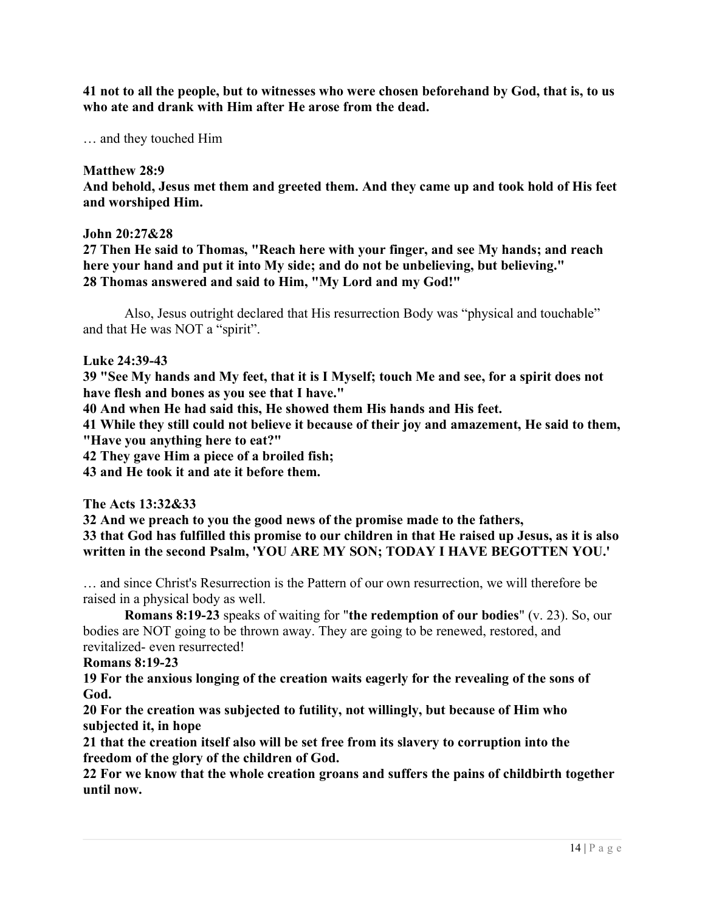**41 not to all the people, but to witnesses who were chosen beforehand by God, that is, to us who ate and drank with Him after He arose from the dead.**

… and they touched Him

**Matthew 28:9**
**And behold, Jesus met them and greeted them. And they came up and took hold of His feet and worshiped Him.**

**John 20:27&28**
**27 Then He said to Thomas, "Reach here with your finger, and see My hands; and reach here your hand and put it into My side; and do not be unbelieving, but believing."**
**28 Thomas answered and said to Him, "My Lord and my God!"**

Also, Jesus outright declared that His resurrection Body was "physical and touchable" and that He was NOT a "spirit".

**Luke 24:39-43**
**39 "See My hands and My feet, that it is I Myself; touch Me and see, for a spirit does not have flesh and bones as you see that I have."**
**40 And when He had said this, He showed them His hands and His feet.**
**41 While they still could not believe it because of their joy and amazement, He said to them, "Have you anything here to eat?"**
**42 They gave Him a piece of a broiled fish;**
**43 and He took it and ate it before them.**

**The Acts 13:32&33**
**32 And we preach to you the good news of the promise made to the fathers,**
**33 that God has fulfilled this promise to our children in that He raised up Jesus, as it is also written in the second Psalm, 'YOU ARE MY SON; TODAY I HAVE BEGOTTEN YOU.'**

… and since Christ's Resurrection is the Pattern of our own resurrection, we will therefore be raised in a physical body as well.

**Romans 8:19-23** speaks of waiting for "**the redemption of our bodies**" (v. 23). So, our bodies are NOT going to be thrown away. They are going to be renewed, restored, and revitalized- even resurrected!

**Romans 8:19-23**
**19 For the anxious longing of the creation waits eagerly for the revealing of the sons of God.**
**20 For the creation was subjected to futility, not willingly, but because of Him who subjected it, in hope**
**21 that the creation itself also will be set free from its slavery to corruption into the freedom of the glory of the children of God.**
**22 For we know that the whole creation groans and suffers the pains of childbirth together until now.**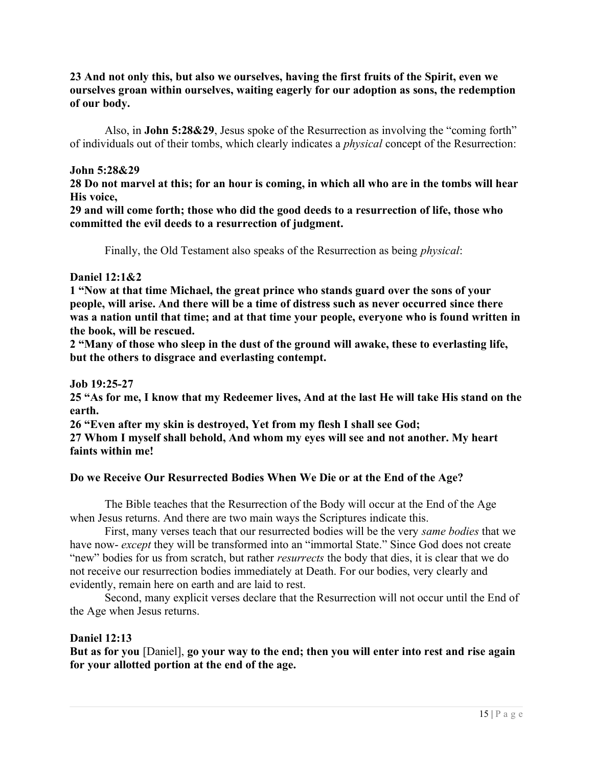**23 And not only this, but also we ourselves, having the first fruits of the Spirit, even we ourselves groan within ourselves, waiting eagerly for our adoption as sons, the redemption of our body.**

Also, in **John 5:28&29**, Jesus spoke of the Resurrection as involving the "coming forth" of individuals out of their tombs, which clearly indicates a *physical* concept of the Resurrection:

**John 5:28&29**
**28 Do not marvel at this; for an hour is coming, in which all who are in the tombs will hear His voice,**
**29 and will come forth; those who did the good deeds to a resurrection of life, those who committed the evil deeds to a resurrection of judgment.**

Finally, the Old Testament also speaks of the Resurrection as being *physical*:

**Daniel 12:1&2**
**1 "Now at that time Michael, the great prince who stands guard over the sons of your people, will arise. And there will be a time of distress such as never occurred since there was a nation until that time; and at that time your people, everyone who is found written in the book, will be rescued.**
**2 "Many of those who sleep in the dust of the ground will awake, these to everlasting life, but the others to disgrace and everlasting contempt.**

**Job 19:25-27**
**25 "As for me, I know that my Redeemer lives, And at the last He will take His stand on the earth.**
**26 "Even after my skin is destroyed, Yet from my flesh I shall see God;**
**27 Whom I myself shall behold, And whom my eyes will see and not another. My heart faints within me!**

**Do we Receive Our Resurrected Bodies When We Die or at the End of the Age?**

The Bible teaches that the Resurrection of the Body will occur at the End of the Age when Jesus returns. And there are two main ways the Scriptures indicate this.

First, many verses teach that our resurrected bodies will be the very *same bodies* that we have now- *except* they will be transformed into an "immortal State." Since God does not create "new" bodies for us from scratch, but rather *resurrects* the body that dies, it is clear that we do not receive our resurrection bodies immediately at Death. For our bodies, very clearly and evidently, remain here on earth and are laid to rest.

Second, many explicit verses declare that the Resurrection will not occur until the End of the Age when Jesus returns.

**Daniel 12:13**
**But as for you** [Daniel], **go your way to the end; then you will enter into rest and rise again for your allotted portion at the end of the age.**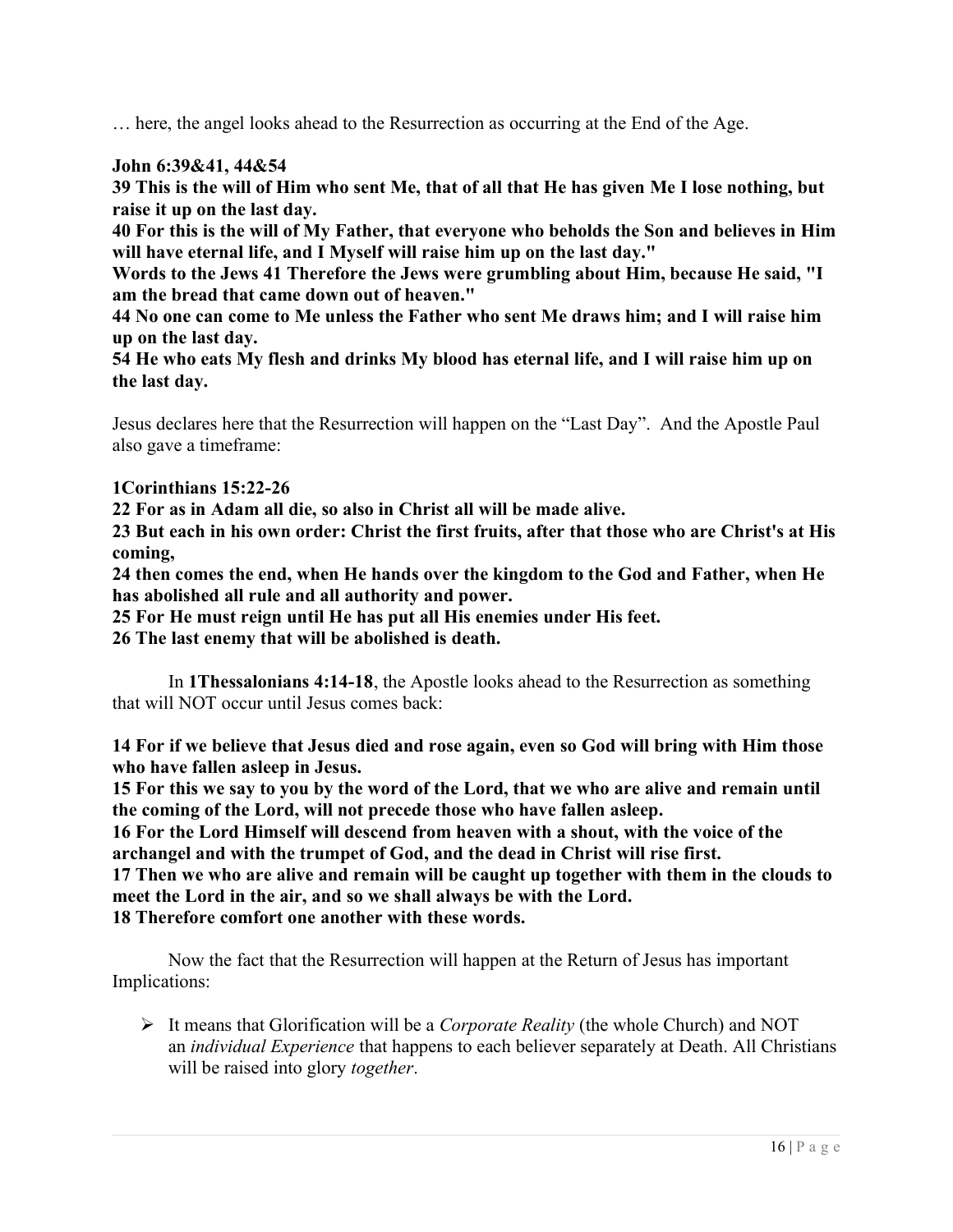… here, the angel looks ahead to the Resurrection as occurring at the End of the Age.

**John 6:39&41, 44&54**

**39 This is the will of Him who sent Me, that of all that He has given Me I lose nothing, but raise it up on the last day.**

**40 For this is the will of My Father, that everyone who beholds the Son and believes in Him will have eternal life, and I Myself will raise him up on the last day."**

**Words to the Jews 41 Therefore the Jews were grumbling about Him, because He said, "I am the bread that came down out of heaven."**

**44 No one can come to Me unless the Father who sent Me draws him; and I will raise him up on the last day.**

**54 He who eats My flesh and drinks My blood has eternal life, and I will raise him up on the last day.**

Jesus declares here that the Resurrection will happen on the "Last Day". And the Apostle Paul also gave a timeframe:

**1Corinthians 15:22-26**

**22 For as in Adam all die, so also in Christ all will be made alive.**

**23 But each in his own order: Christ the first fruits, after that those who are Christ's at His coming,**

**24 then comes the end, when He hands over the kingdom to the God and Father, when He has abolished all rule and all authority and power.**

**25 For He must reign until He has put all His enemies under His feet.**

**26 The last enemy that will be abolished is death.**

In **1Thessalonians 4:14-18**, the Apostle looks ahead to the Resurrection as something that will NOT occur until Jesus comes back:

**14 For if we believe that Jesus died and rose again, even so God will bring with Him those who have fallen asleep in Jesus.**

**15 For this we say to you by the word of the Lord, that we who are alive and remain until the coming of the Lord, will not precede those who have fallen asleep.**

**16 For the Lord Himself will descend from heaven with a shout, with the voice of the archangel and with the trumpet of God, and the dead in Christ will rise first.**

**17 Then we who are alive and remain will be caught up together with them in the clouds to meet the Lord in the air, and so we shall always be with the Lord.**

**18 Therefore comfort one another with these words.**

Now the fact that the Resurrection will happen at the Return of Jesus has important Implications:

- It means that Glorification will be a *Corporate Reality* (the whole Church) and NOT an *individual Experience* that happens to each believer separately at Death. All Christians will be raised into glory *together*.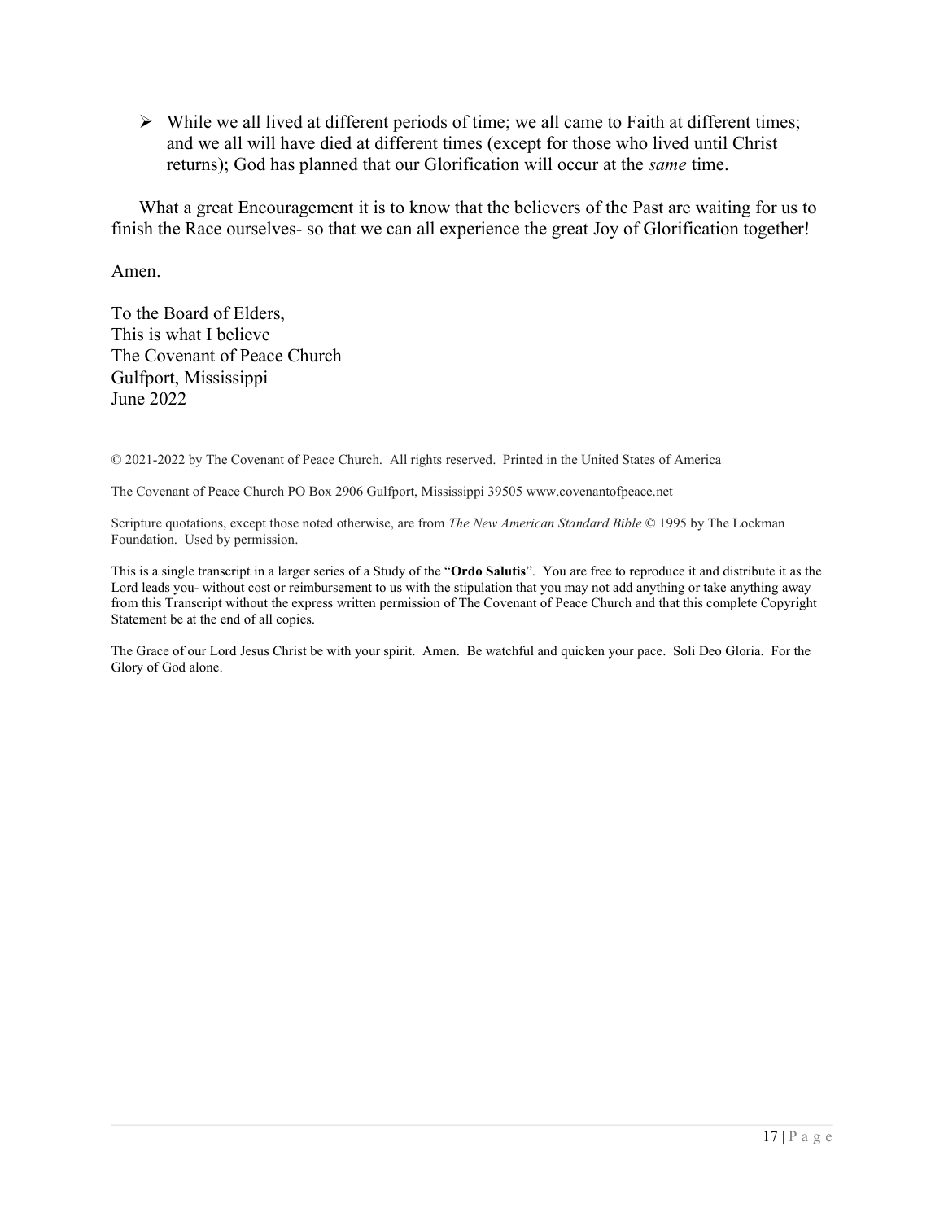- While we all lived at different periods of time; we all came to Faith at different times; and we all will have died at different times (except for those who lived until Christ returns); God has planned that our Glorification will occur at the *same* time.

What a great Encouragement it is to know that the believers of the Past are waiting for us to finish the Race ourselves- so that we can all experience the great Joy of Glorification together!

Amen.

To the Board of Elders,
This is what I believe
The Covenant of Peace Church
Gulfport, Mississippi
June 2022

© 2021-2022 by The Covenant of Peace Church. All rights reserved. Printed in the United States of America

The Covenant of Peace Church PO Box 2906 Gulfport, Mississippi 39505 www.covenantofpeace.net

Scripture quotations, except those noted otherwise, are from *The New American Standard Bible* © 1995 by The Lockman Foundation. Used by permission.

This is a single transcript in a larger series of a Study of the "**Ordo Salutis**". You are free to reproduce it and distribute it as the Lord leads you- without cost or reimbursement to us with the stipulation that you may not add anything or take anything away from this Transcript without the express written permission of The Covenant of Peace Church and that this complete Copyright Statement be at the end of all copies.

The Grace of our Lord Jesus Christ be with your spirit. Amen. Be watchful and quicken your pace. Soli Deo Gloria. For the Glory of God alone.